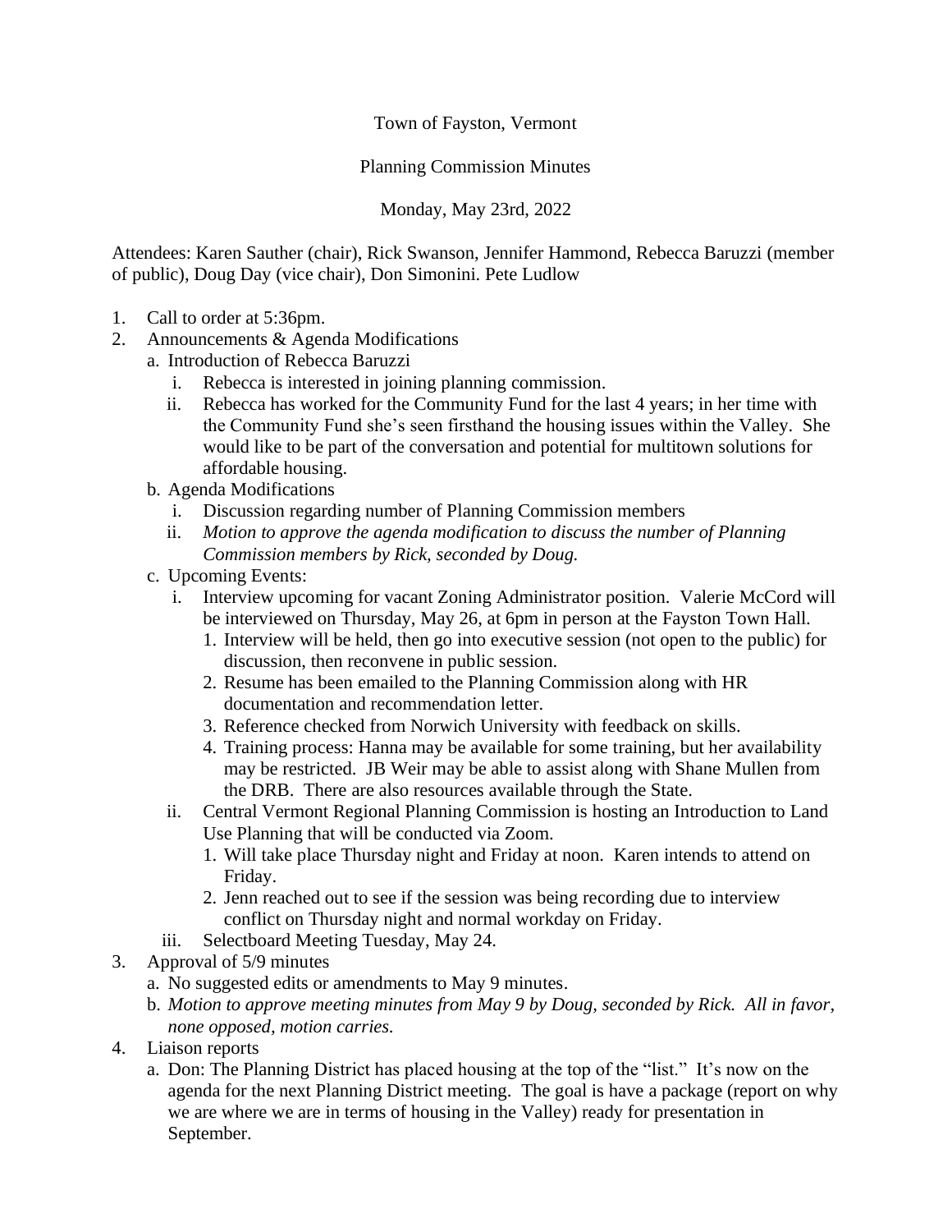Town of Fayston, Vermont

Planning Commission Minutes

Monday, May 23rd, 2022

Attendees: Karen Sauther (chair), Rick Swanson, Jennifer Hammond, Rebecca Baruzzi (member of public), Doug Day (vice chair), Don Simonini. Pete Ludlow

1. Call to order at 5:36pm.
2. Announcements & Agenda Modifications
   a. Introduction of Rebecca Baruzzi
      i. Rebecca is interested in joining planning commission.
      ii. Rebecca has worked for the Community Fund for the last 4 years; in her time with the Community Fund she's seen firsthand the housing issues within the Valley. She would like to be part of the conversation and potential for multitown solutions for affordable housing.
   b. Agenda Modifications
      i. Discussion regarding number of Planning Commission members
      ii. *Motion to approve the agenda modification to discuss the number of Planning Commission members by Rick, seconded by Doug.*
   c. Upcoming Events:
      i. Interview upcoming for vacant Zoning Administrator position. Valerie McCord will be interviewed on Thursday, May 26, at 6pm in person at the Fayston Town Hall.
         1. Interview will be held, then go into executive session (not open to the public) for discussion, then reconvene in public session.
         2. Resume has been emailed to the Planning Commission along with HR documentation and recommendation letter.
         3. Reference checked from Norwich University with feedback on skills.
         4. Training process: Hanna may be available for some training, but her availability may be restricted. JB Weir may be able to assist along with Shane Mullen from the DRB. There are also resources available through the State.
      ii. Central Vermont Regional Planning Commission is hosting an Introduction to Land Use Planning that will be conducted via Zoom.
         1. Will take place Thursday night and Friday at noon. Karen intends to attend on Friday.
         2. Jenn reached out to see if the session was being recording due to interview conflict on Thursday night and normal workday on Friday.
      iii. Selectboard Meeting Tuesday, May 24.
3. Approval of 5/9 minutes
   a. No suggested edits or amendments to May 9 minutes.
   b. *Motion to approve meeting minutes from May 9 by Doug, seconded by Rick. All in favor, none opposed, motion carries.*
4. Liaison reports
   a. Don: The Planning District has placed housing at the top of the "list." It's now on the agenda for the next Planning District meeting. The goal is have a package (report on why we are where we are in terms of housing in the Valley) ready for presentation in September.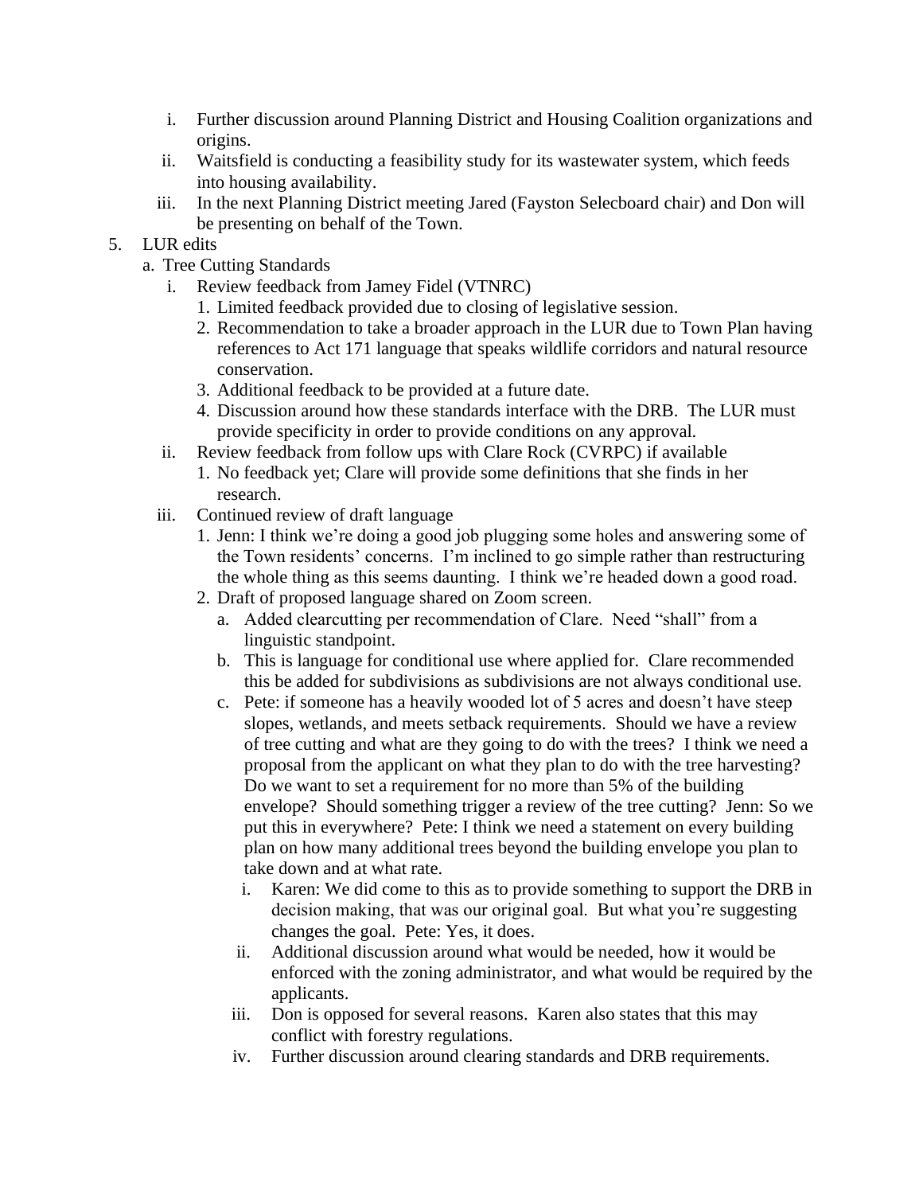i. Further discussion around Planning District and Housing Coalition organizations and origins.
   ii. Waitsfield is conducting a feasibility study for its wastewater system, which feeds into housing availability.
   iii. In the next Planning District meeting Jared (Fayston Selecboard chair) and Don will be presenting on behalf of the Town.

5. LUR edits
   a. Tree Cutting Standards
      i. Review feedback from Jamey Fidel (VTNRC)
         1. Limited feedback provided due to closing of legislative session.
         2. Recommendation to take a broader approach in the LUR due to Town Plan having references to Act 171 language that speaks wildlife corridors and natural resource conservation.
         3. Additional feedback to be provided at a future date.
         4. Discussion around how these standards interface with the DRB. The LUR must provide specificity in order to provide conditions on any approval.
      ii. Review feedback from follow ups with Clare Rock (CVRPC) if available
         1. No feedback yet; Clare will provide some definitions that she finds in her research.
      iii. Continued review of draft language
         1. Jenn: I think we're doing a good job plugging some holes and answering some of the Town residents' concerns. I'm inclined to go simple rather than restructuring the whole thing as this seems daunting. I think we're headed down a good road.
         2. Draft of proposed language shared on Zoom screen.
            a. Added clearcutting per recommendation of Clare. Need "shall" from a linguistic standpoint.
            b. This is language for conditional use where applied for. Clare recommended this be added for subdivisions as subdivisions are not always conditional use.
            c. Pete: if someone has a heavily wooded lot of 5 acres and doesn't have steep slopes, wetlands, and meets setback requirements. Should we have a review of tree cutting and what are they going to do with the trees? I think we need a proposal from the applicant on what they plan to do with the tree harvesting? Do we want to set a requirement for no more than 5% of the building envelope? Should something trigger a review of the tree cutting? Jenn: So we put this in everywhere? Pete: I think we need a statement on every building plan on how many additional trees beyond the building envelope you plan to take down and at what rate.
               i. Karen: We did come to this as to provide something to support the DRB in decision making, that was our original goal. But what you're suggesting changes the goal. Pete: Yes, it does.
               ii. Additional discussion around what would be needed, how it would be enforced with the zoning administrator, and what would be required by the applicants.
               iii. Don is opposed for several reasons. Karen also states that this may conflict with forestry regulations.
               iv. Further discussion around clearing standards and DRB requirements.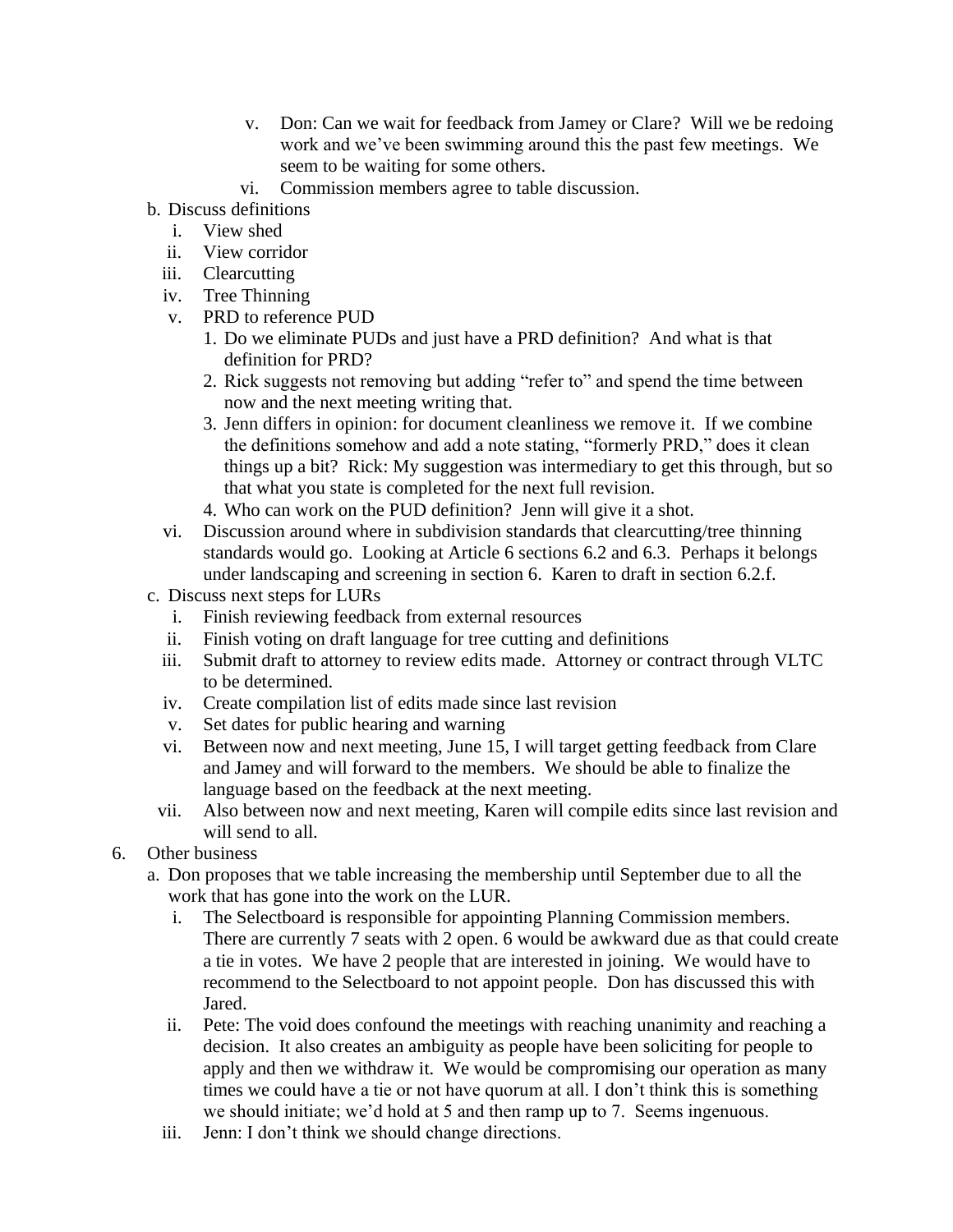v. Don: Can we wait for feedback from Jamey or Clare? Will we be redoing work and we've been swimming around this the past few meetings. We seem to be waiting for some others.
   vi. Commission members agree to table discussion.

b. Discuss definitions
   i. View shed
   ii. View corridor
   iii. Clearcutting
   iv. Tree Thinning
   v. PRD to reference PUD
      1. Do we eliminate PUDs and just have a PRD definition? And what is that definition for PRD?
      2. Rick suggests not removing but adding "refer to" and spend the time between now and the next meeting writing that.
      3. Jenn differs in opinion: for document cleanliness we remove it. If we combine the definitions somehow and add a note stating, "formerly PRD," does it clean things up a bit? Rick: My suggestion was intermediary to get this through, but so that what you state is completed for the next full revision.
      4. Who can work on the PUD definition? Jenn will give it a shot.
   vi. Discussion around where in subdivision standards that clearcutting/tree thinning standards would go. Looking at Article 6 sections 6.2 and 6.3. Perhaps it belongs under landscaping and screening in section 6. Karen to draft in section 6.2.f.

c. Discuss next steps for LURs
   i. Finish reviewing feedback from external resources
   ii. Finish voting on draft language for tree cutting and definitions
   iii. Submit draft to attorney to review edits made. Attorney or contract through VLTC to be determined.
   iv. Create compilation list of edits made since last revision
   v. Set dates for public hearing and warning
   vi. Between now and next meeting, June 15, I will target getting feedback from Clare and Jamey and will forward to the members. We should be able to finalize the language based on the feedback at the next meeting.
   vii. Also between now and next meeting, Karen will compile edits since last revision and will send to all.

6. Other business
   a. Don proposes that we table increasing the membership until September due to all the work that has gone into the work on the LUR.
      i. The Selectboard is responsible for appointing Planning Commission members. There are currently 7 seats with 2 open. 6 would be awkward due as that could create a tie in votes. We have 2 people that are interested in joining. We would have to recommend to the Selectboard to not appoint people. Don has discussed this with Jared.
      ii. Pete: The void does confound the meetings with reaching unanimity and reaching a decision. It also creates an ambiguity as people have been soliciting for people to apply and then we withdraw it. We would be compromising our operation as many times we could have a tie or not have quorum at all. I don't think this is something we should initiate; we'd hold at 5 and then ramp up to 7. Seems ingenuous.
      iii. Jenn: I don't think we should change directions.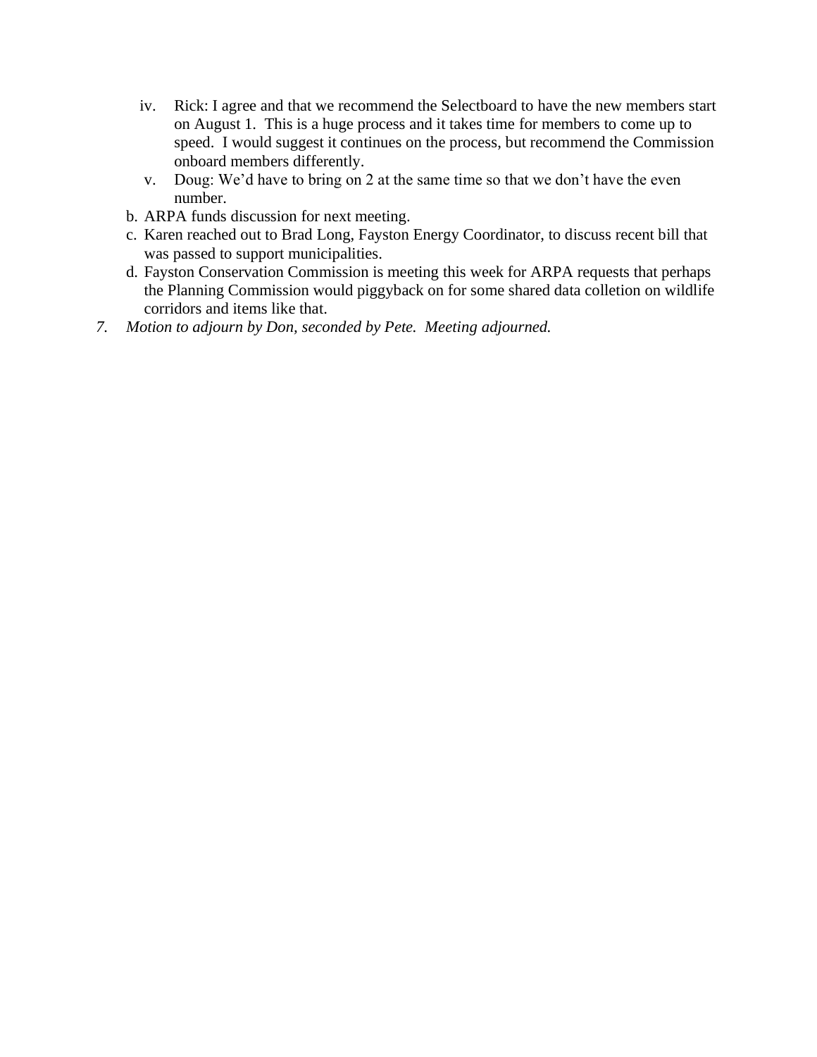iv. Rick: I agree and that we recommend the Selectboard to have the new members start on August 1. This is a huge process and it takes time for members to come up to speed. I would suggest it continues on the process, but recommend the Commission onboard members differently.

   v. Doug: We'd have to bring on 2 at the same time so that we don't have the even number.

   b. ARPA funds discussion for next meeting.

   c. Karen reached out to Brad Long, Fayston Energy Coordinator, to discuss recent bill that was passed to support municipalities.

   d. Fayston Conservation Commission is meeting this week for ARPA requests that perhaps the Planning Commission would piggyback on for some shared data colletion on wildlife corridors and items like that.

7. *Motion to adjourn by Don, seconded by Pete. Meeting adjourned.*